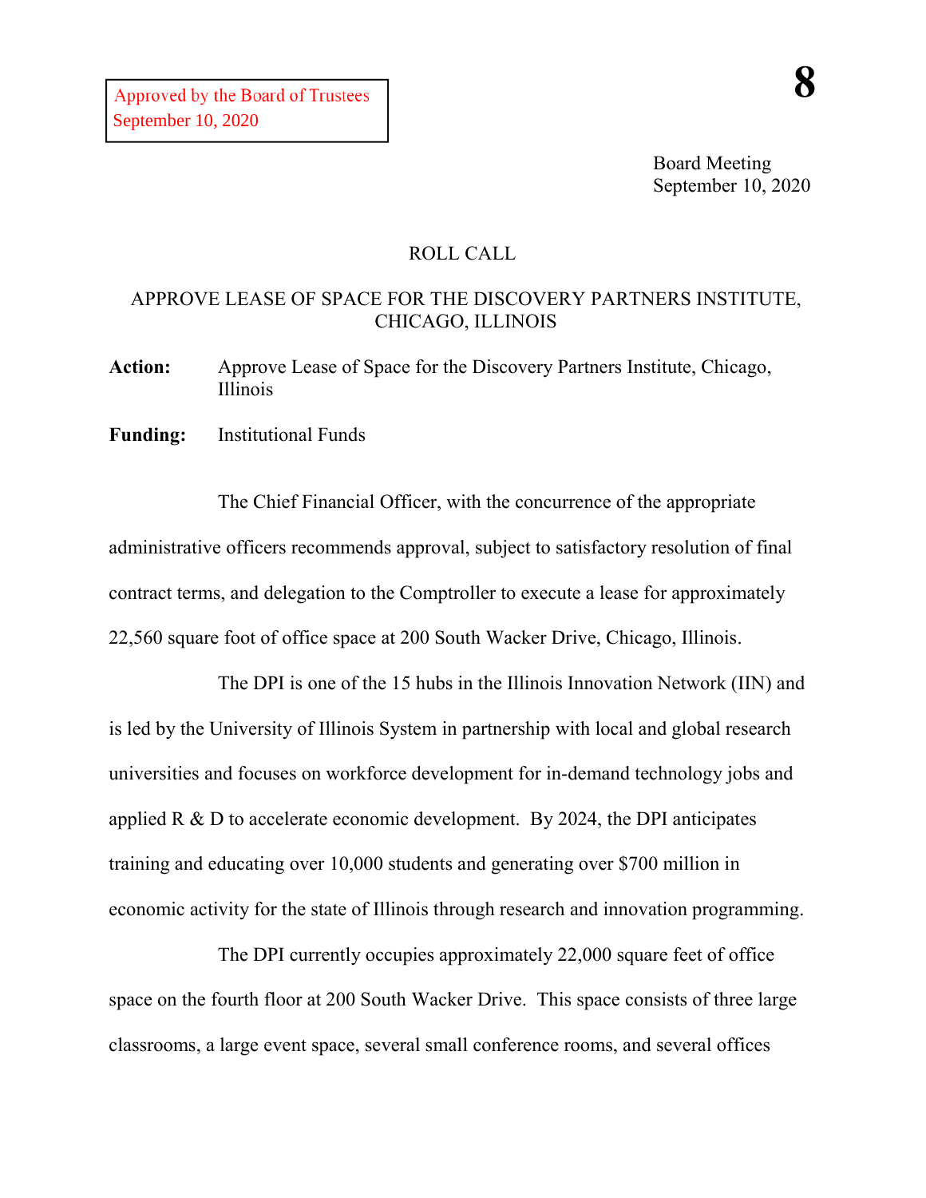Approved by the Board of Trustees
September 10, 2020

**8**

Board Meeting
September 10, 2020

ROLL CALL

APPROVE LEASE OF SPACE FOR THE DISCOVERY PARTNERS INSTITUTE, CHICAGO, ILLINOIS

**Action:** Approve Lease of Space for the Discovery Partners Institute, Chicago, Illinois

**Funding:** Institutional Funds

The Chief Financial Officer, with the concurrence of the appropriate administrative officers recommends approval, subject to satisfactory resolution of final contract terms, and delegation to the Comptroller to execute a lease for approximately 22,560 square foot of office space at 200 South Wacker Drive, Chicago, Illinois.

The DPI is one of the 15 hubs in the Illinois Innovation Network (IIN) and is led by the University of Illinois System in partnership with local and global research universities and focuses on workforce development for in-demand technology jobs and applied R & D to accelerate economic development. By 2024, the DPI anticipates training and educating over 10,000 students and generating over $700 million in economic activity for the state of Illinois through research and innovation programming.

The DPI currently occupies approximately 22,000 square feet of office space on the fourth floor at 200 South Wacker Drive. This space consists of three large classrooms, a large event space, several small conference rooms, and several offices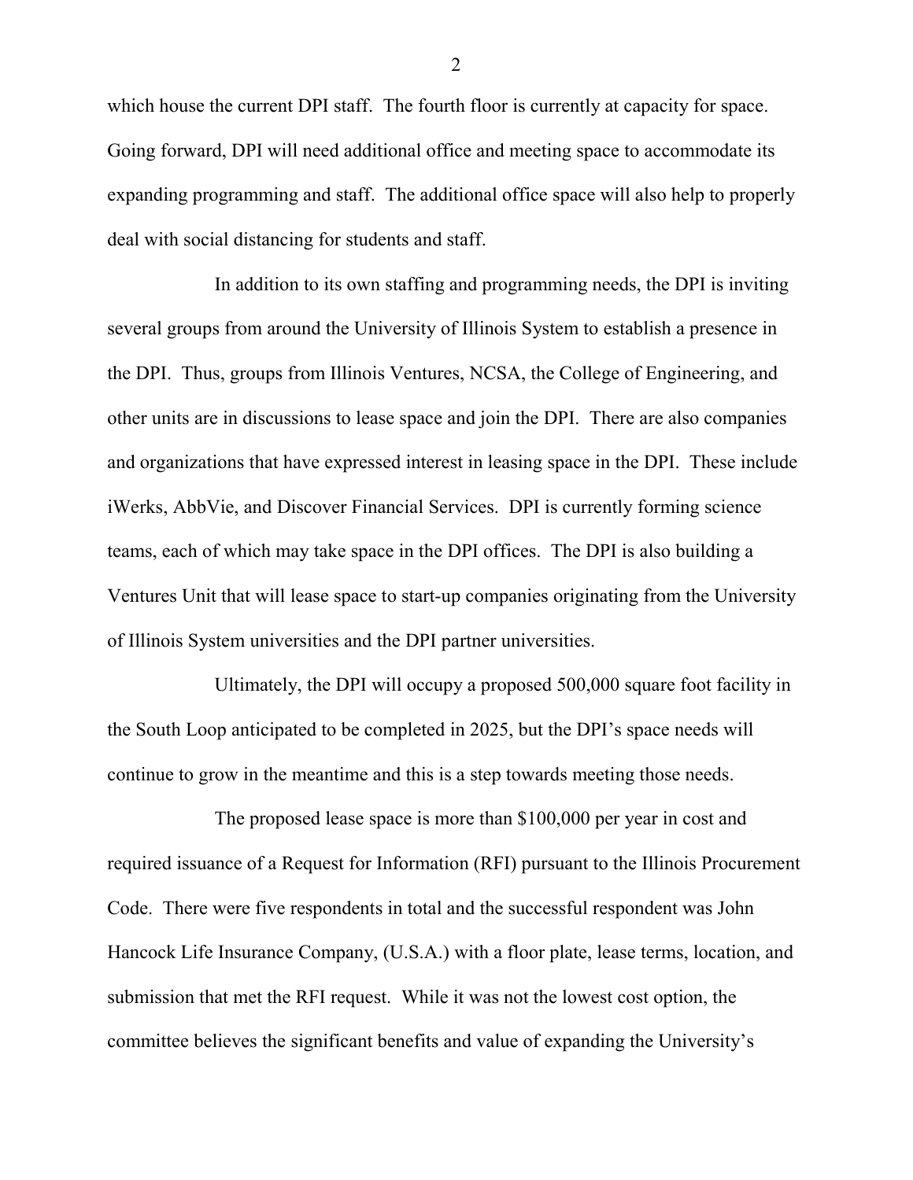which house the current DPI staff. The fourth floor is currently at capacity for space. Going forward, DPI will need additional office and meeting space to accommodate its expanding programming and staff. The additional office space will also help to properly deal with social distancing for students and staff.

In addition to its own staffing and programming needs, the DPI is inviting several groups from around the University of Illinois System to establish a presence in the DPI. Thus, groups from Illinois Ventures, NCSA, the College of Engineering, and other units are in discussions to lease space and join the DPI. There are also companies and organizations that have expressed interest in leasing space in the DPI. These include iWerks, AbbVie, and Discover Financial Services. DPI is currently forming science teams, each of which may take space in the DPI offices. The DPI is also building a Ventures Unit that will lease space to start-up companies originating from the University of Illinois System universities and the DPI partner universities.

Ultimately, the DPI will occupy a proposed 500,000 square foot facility in the South Loop anticipated to be completed in 2025, but the DPI's space needs will continue to grow in the meantime and this is a step towards meeting those needs.

The proposed lease space is more than $100,000 per year in cost and required issuance of a Request for Information (RFI) pursuant to the Illinois Procurement Code. There were five respondents in total and the successful respondent was John Hancock Life Insurance Company, (U.S.A.) with a floor plate, lease terms, location, and submission that met the RFI request. While it was not the lowest cost option, the committee believes the significant benefits and value of expanding the University's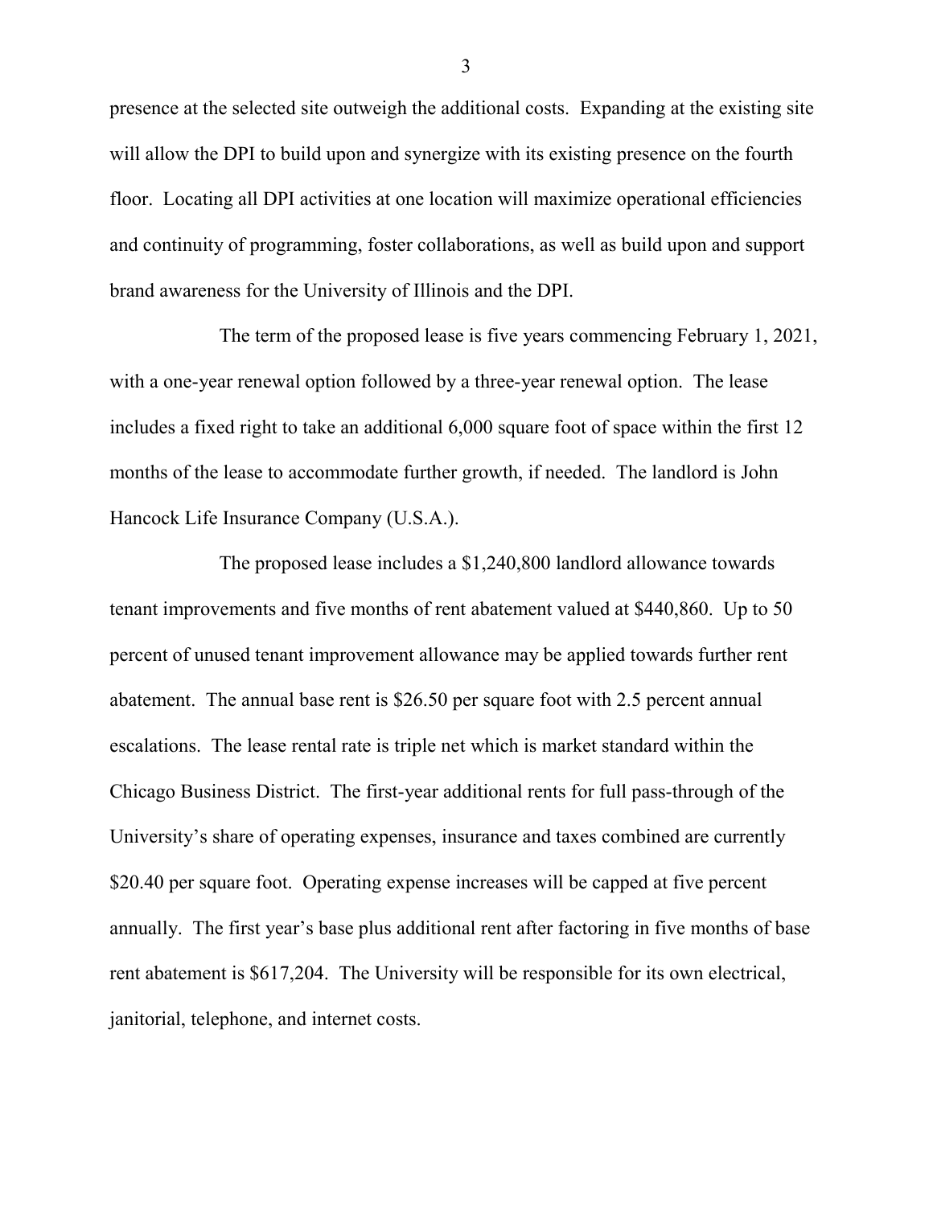presence at the selected site outweigh the additional costs. Expanding at the existing site will allow the DPI to build upon and synergize with its existing presence on the fourth floor. Locating all DPI activities at one location will maximize operational efficiencies and continuity of programming, foster collaborations, as well as build upon and support brand awareness for the University of Illinois and the DPI.

The term of the proposed lease is five years commencing February 1, 2021, with a one-year renewal option followed by a three-year renewal option. The lease includes a fixed right to take an additional 6,000 square foot of space within the first 12 months of the lease to accommodate further growth, if needed. The landlord is John Hancock Life Insurance Company (U.S.A.).

The proposed lease includes a $1,240,800 landlord allowance towards tenant improvements and five months of rent abatement valued at $440,860. Up to 50 percent of unused tenant improvement allowance may be applied towards further rent abatement. The annual base rent is $26.50 per square foot with 2.5 percent annual escalations. The lease rental rate is triple net which is market standard within the Chicago Business District. The first-year additional rents for full pass-through of the University's share of operating expenses, insurance and taxes combined are currently $20.40 per square foot. Operating expense increases will be capped at five percent annually. The first year's base plus additional rent after factoring in five months of base rent abatement is $617,204. The University will be responsible for its own electrical, janitorial, telephone, and internet costs.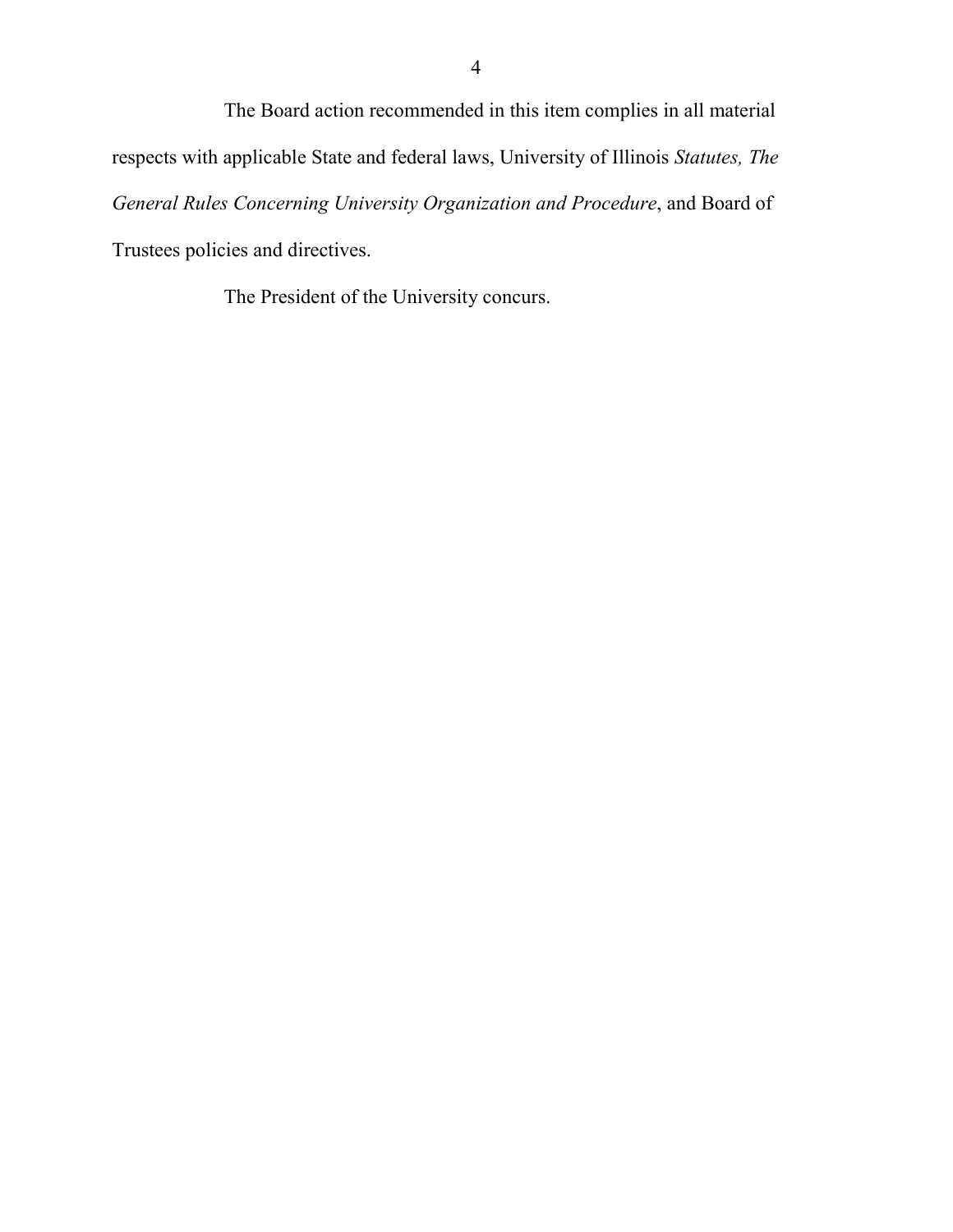The Board action recommended in this item complies in all material respects with applicable State and federal laws, University of Illinois *Statutes, The General Rules Concerning University Organization and Procedure*, and Board of Trustees policies and directives.

The President of the University concurs.